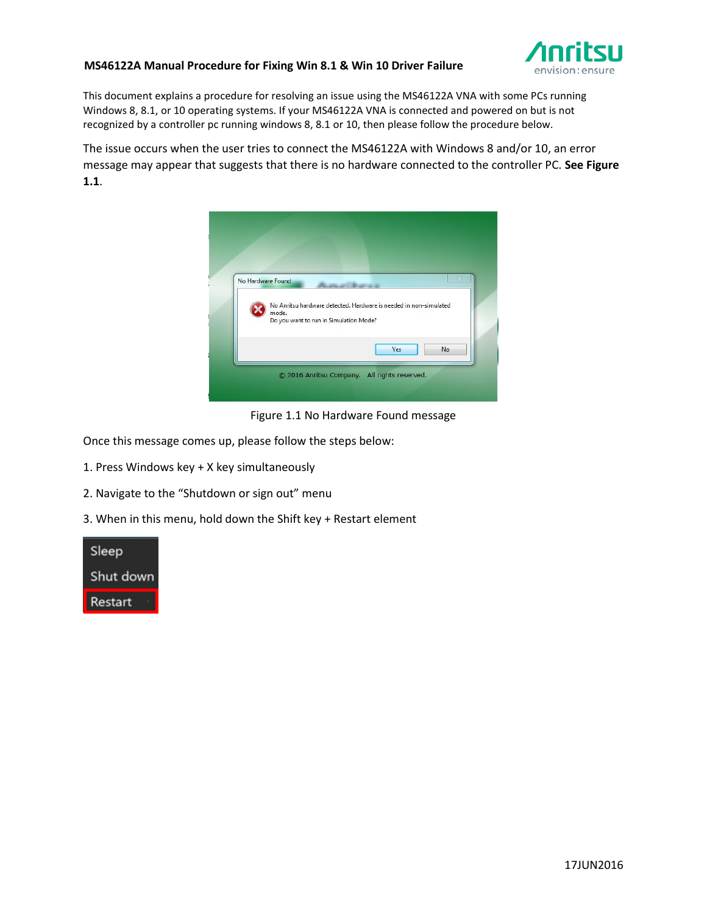# MS46122A Manual Procedure for Fixing Win 8.1 & Win 10 Driver Failure

This document explains a procedure for resolving an issue using the MS46122A VNA with some PCs running Windows 8, 8.1, or 10 operating systems. If your MS46122A VNA is connected and powered on but is not recognized by a controller pc running windows 8, 8.1 or 10, then please follow the procedure below.

The issue occurs when the user tries to connect the MS46122A with Windows 8 and/or 10, an error message may appear that suggests that there is no hardware connected to the controller PC. **See Figure 1.1**.

Figure 1.1 No Hardware Found message

Once this message comes up, please follow the steps below:

1. Press Windows key + X key simultaneously
2. Navigate to the "Shutdown or sign out" menu
3. When in this menu, hold down the Shift key + Restart element

17JUN2016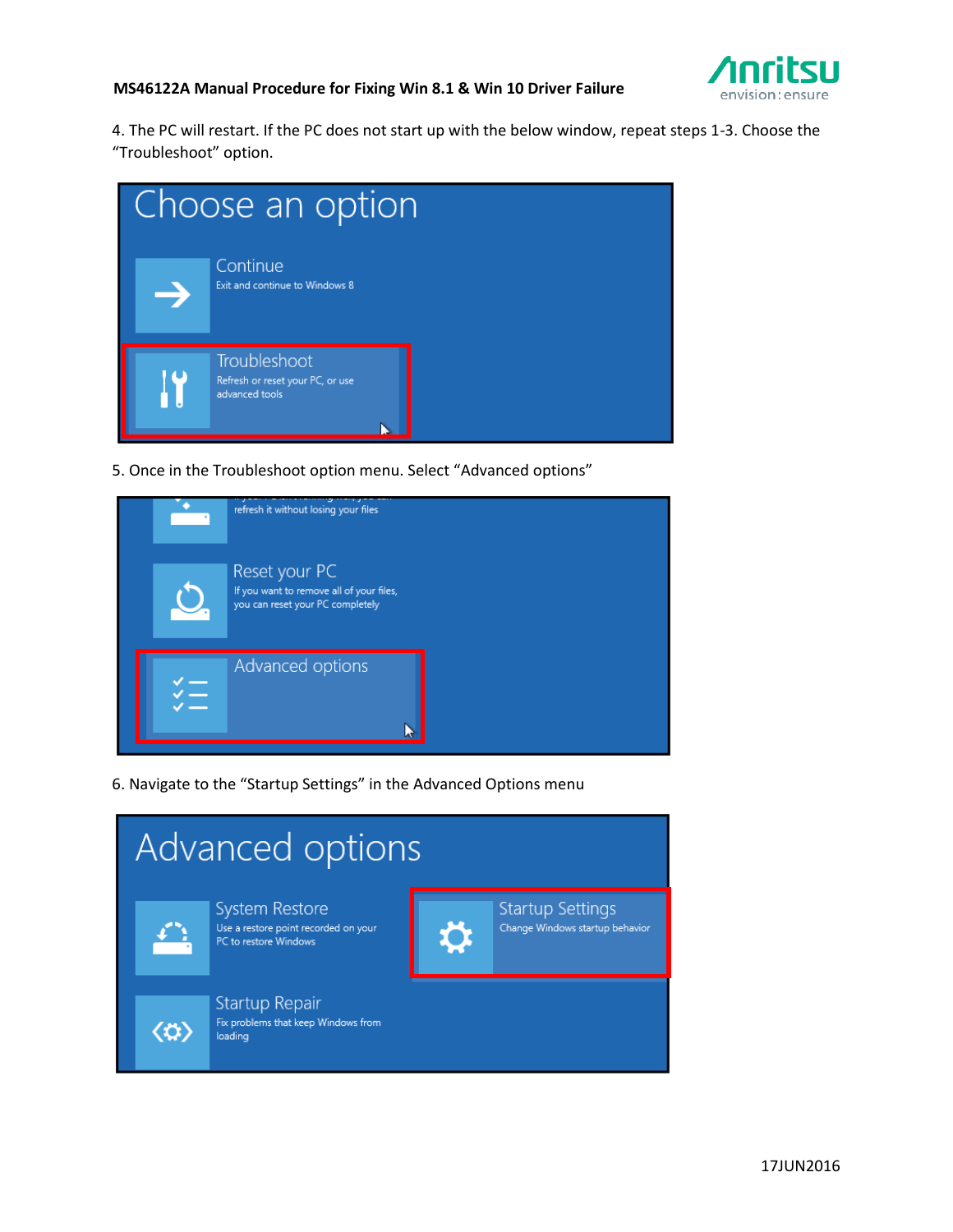4. The PC will restart. If the PC does not start up with the below window, repeat steps 1-3. Choose the "Troubleshoot" option.

5. Once in the Troubleshoot option menu. Select "Advanced options"

6. Navigate to the "Startup Settings" in the Advanced Options menu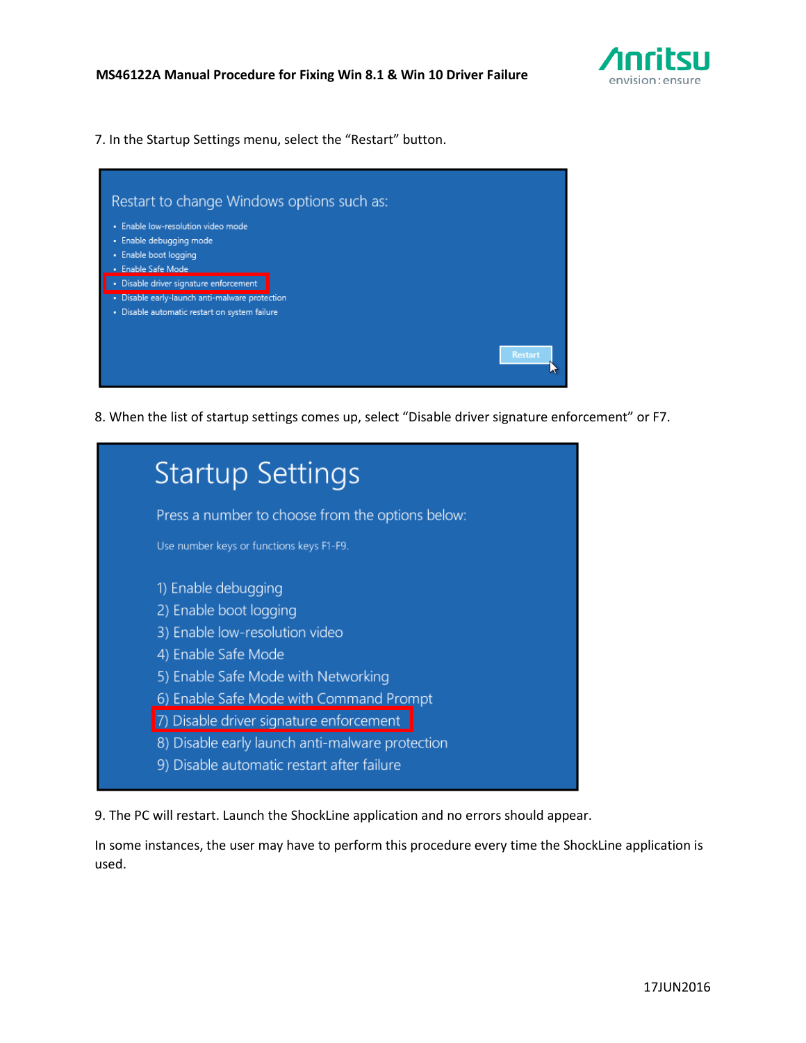7. In the Startup Settings menu, select the “Restart” button.

Restart to change Windows options such as:

- Enable low-resolution video mode
- Enable debugging mode
- Enable boot logging
- Enable Safe Mode
- Disable driver signature enforcement
- Disable early-launch anti-malware protection
- Disable automatic restart on system failure

Restart

8. When the list of startup settings comes up, select “Disable driver signature enforcement” or F7.

Startup Settings

Press a number to choose from the options below:

Use number keys or functions keys F1-F9.

1) Enable debugging
2) Enable boot logging
3) Enable low-resolution video
4) Enable Safe Mode
5) Enable Safe Mode with Networking
6) Enable Safe Mode with Command Prompt
7) Disable driver signature enforcement
8) Disable early launch anti-malware protection
9) Disable automatic restart after failure

9. The PC will restart. Launch the ShockLine application and no errors should appear.

In some instances, the user may have to perform this procedure every time the ShockLine application is used.